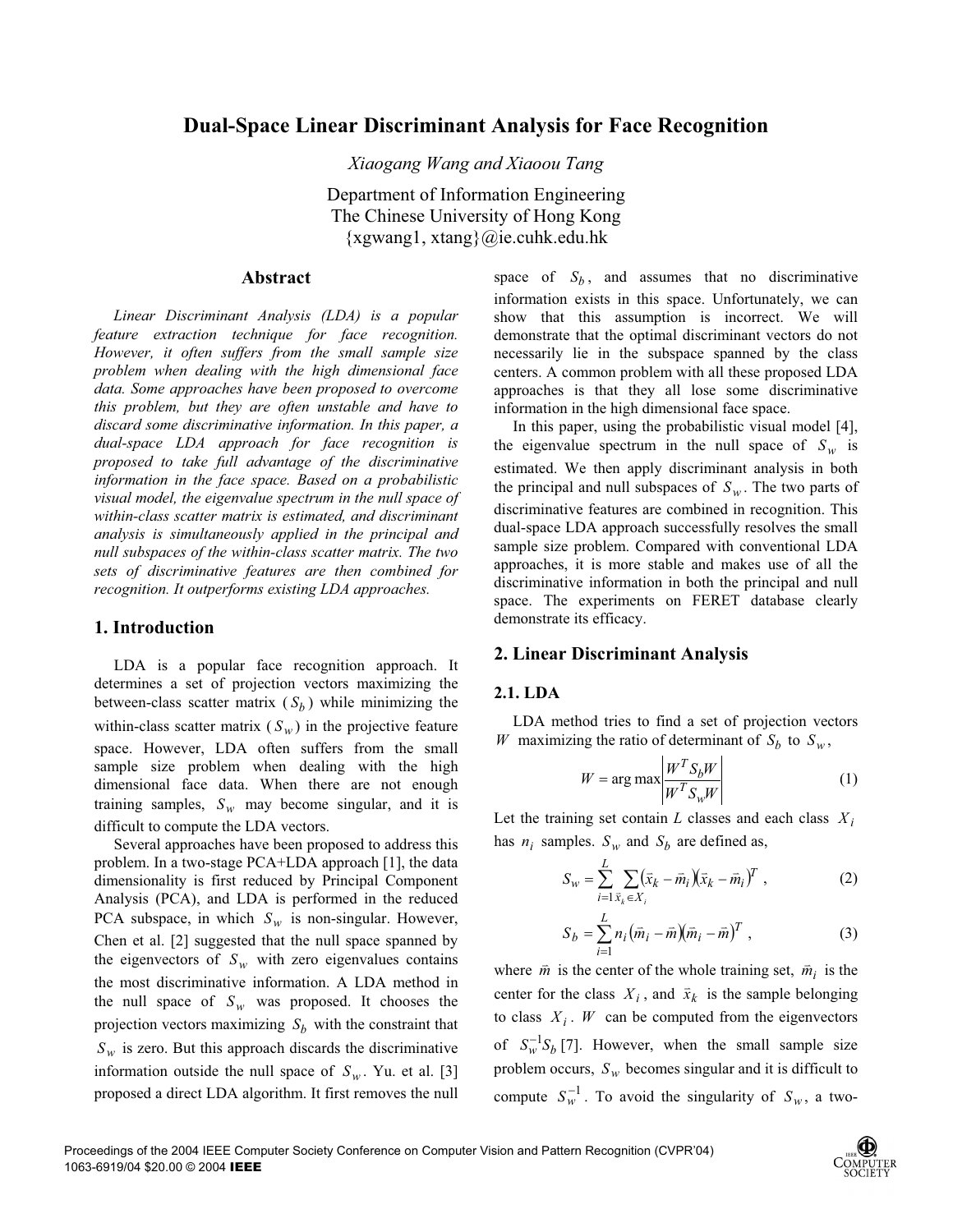# Dual-Space Linear Discriminant Analysis for Face Recognition

*Xiaogang Wang and Xiaoou Tang*

Department of Information Engineering
The Chinese University of Hong Kong
{xgwang1, xtang}@ie.cuhk.edu.hk

## Abstract

*Linear Discriminant Analysis (LDA) is a popular feature extraction technique for face recognition. However, it often suffers from the small sample size problem when dealing with the high dimensional face data. Some approaches have been proposed to overcome this problem, but they are often unstable and have to discard some discriminative information. In this paper, a dual-space LDA approach for face recognition is proposed to take full advantage of the discriminative information in the face space. Based on a probabilistic visual model, the eigenvalue spectrum in the null space of within-class scatter matrix is estimated, and discriminant analysis is simultaneously applied in the principal and null subspaces of the within-class scatter matrix. The two sets of discriminative features are then combined for recognition. It outperforms existing LDA approaches.*

## 1. Introduction

LDA is a popular face recognition approach. It determines a set of projection vectors maximizing the between-class scatter matrix ($S_b$) while minimizing the within-class scatter matrix ($S_w$) in the projective feature space. However, LDA often suffers from the small sample size problem when dealing with the high dimensional face data. When there are not enough training samples, $S_w$ may become singular, and it is difficult to compute the LDA vectors.

Several approaches have been proposed to address this problem. In a two-stage PCA+LDA approach [1], the data dimensionality is first reduced by Principal Component Analysis (PCA), and LDA is performed in the reduced PCA subspace, in which $S_w$ is non-singular. However, Chen et al. [2] suggested that the null space spanned by the eigenvectors of $S_w$ with zero eigenvalues contains the most discriminative information. A LDA method in the null space of $S_w$ was proposed. It chooses the projection vectors maximizing $S_b$ with the constraint that $S_w$ is zero. But this approach discards the discriminative information outside the null space of $S_w$. Yu. et al. [3] proposed a direct LDA algorithm. It first removes the null space of $S_b$, and assumes that no discriminative information exists in this space. Unfortunately, we can show that this assumption is incorrect. We will demonstrate that the optimal discriminant vectors do not necessarily lie in the subspace spanned by the class centers. A common problem with all these proposed LDA approaches is that they all lose some discriminative information in the high dimensional face space.

In this paper, using the probabilistic visual model [4], the eigenvalue spectrum in the null space of $S_w$ is estimated. We then apply discriminant analysis in both the principal and null subspaces of $S_w$. The two parts of discriminative features are combined in recognition. This dual-space LDA approach successfully resolves the small sample size problem. Compared with conventional LDA approaches, it is more stable and makes use of all the discriminative information in both the principal and null space. The experiments on FERET database clearly demonstrate its efficacy.

## 2. Linear Discriminant Analysis

### 2.1. LDA

LDA method tries to find a set of projection vectors $W$ maximizing the ratio of determinant of $S_b$ to $S_w$,

$$W = \arg\max \left| \frac{W^T S_b W}{W^T S_w W} \right| \tag{1}$$

Let the training set contain $L$ classes and each class $X_i$ has $n_i$ samples. $S_w$ and $S_b$ are defined as,

$$S_w = \sum_{i=1}^{L} \sum_{\vec{x}_k \in X_i} (\vec{x}_k - \vec{m}_i)(\vec{x}_k - \vec{m}_i)^T , \tag{2}$$

$$S_b = \sum_{i=1}^{L} n_i (\vec{m}_i - \vec{m})(\vec{m}_i - \vec{m})^T , \tag{3}$$

where $\vec{m}$ is the center of the whole training set, $\vec{m}_i$ is the center for the class $X_i$, and $\vec{x}_k$ is the sample belonging to class $X_i$. $W$ can be computed from the eigenvectors of $S_w^{-1} S_b$ [7]. However, when the small sample size problem occurs, $S_w$ becomes singular and it is difficult to compute $S_w^{-1}$. To avoid the singularity of $S_w$, a two-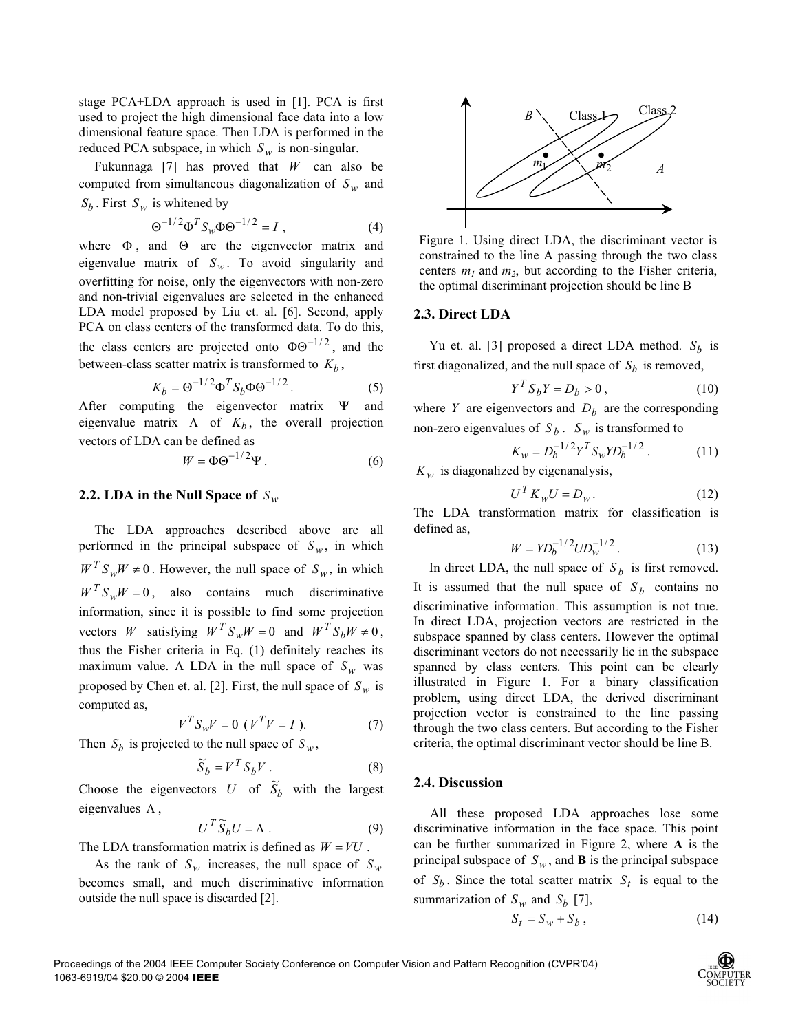stage PCA+LDA approach is used in [1]. PCA is first used to project the high dimensional face data into a low dimensional feature space. Then LDA is performed in the reduced PCA subspace, in which $S_w$ is non-singular.

Fukunnaga [7] has proved that $W$ can also be computed from simultaneous diagonalization of $S_w$ and $S_b$. First $S_w$ is whitened by

$$\Theta^{-1/2}\Phi^T S_w \Phi\Theta^{-1/2} = I, \tag{4}$$

where $\Phi$, and $\Theta$ are the eigenvector matrix and eigenvalue matrix of $S_w$. To avoid singularity and overfitting for noise, only the eigenvectors with non-zero and non-trivial eigenvalues are selected in the enhanced LDA model proposed by Liu et. al. [6]. Second, apply PCA on class centers of the transformed data. To do this, the class centers are projected onto $\Phi\Theta^{-1/2}$, and the between-class scatter matrix is transformed to $K_b$,

$$K_b = \Theta^{-1/2}\Phi^T S_b \Phi\Theta^{-1/2}. \tag{5}$$

After computing the eigenvector matrix $\Psi$ and eigenvalue matrix $\Lambda$ of $K_b$, the overall projection vectors of LDA can be defined as

$$W = \Phi\Theta^{-1/2}\Psi. \tag{6}$$

### 2.2. LDA in the Null Space of $S_w$

The LDA approaches described above are all performed in the principal subspace of $S_w$, in which $W^T S_w W \neq 0$. However, the null space of $S_w$, in which $W^T S_w W = 0$, also contains much discriminative information, since it is possible to find some projection vectors $W$ satisfying $W^T S_w W = 0$ and $W^T S_b W \neq 0$, thus the Fisher criteria in Eq. (1) definitely reaches its maximum value. A LDA in the null space of $S_w$ was proposed by Chen et. al. [2]. First, the null space of $S_w$ is computed as,

$$V^T S_w V = 0 \;\; (V^T V = I). \tag{7}$$

Then $S_b$ is projected to the null space of $S_w$,

$$\widetilde{S}_b = V^T S_b V. \tag{8}$$

Choose the eigenvectors $U$ of $\widetilde{S}_b$ with the largest eigenvalues $\Lambda$,

$$U^T \widetilde{S}_b U = \Lambda. \tag{9}$$

The LDA transformation matrix is defined as $W = VU$.

As the rank of $S_w$ increases, the null space of $S_w$ becomes small, and much discriminative information outside the null space is discarded [2].

Figure 1. Using direct LDA, the discriminant vector is constrained to the line A passing through the two class centers $m_1$ and $m_2$, but according to the Fisher criteria, the optimal discriminant projection should be line B

### 2.3. Direct LDA

Yu et. al. [3] proposed a direct LDA method. $S_b$ is first diagonalized, and the null space of $S_b$ is removed,

$$Y^T S_b Y = D_b > 0, \tag{10}$$

where $Y$ are eigenvectors and $D_b$ are the corresponding non-zero eigenvalues of $S_b$. $S_w$ is transformed to

$$K_w = D_b^{-1/2} Y^T S_w Y D_b^{-1/2}. \tag{11}$$

$K_w$ is diagonalized by eigenanalysis,

$$U^T K_w U = D_w. \tag{12}$$

The LDA transformation matrix for classification is defined as,

$$W = Y D_b^{-1/2} U D_w^{-1/2}. \tag{13}$$

In direct LDA, the null space of $S_b$ is first removed. It is assumed that the null space of $S_b$ contains no discriminative information. This assumption is not true. In direct LDA, projection vectors are restricted in the subspace spanned by class centers. However the optimal discriminant vectors do not necessarily lie in the subspace spanned by class centers. This point can be clearly illustrated in Figure 1. For a binary classification problem, using direct LDA, the derived discriminant projection vector is constrained to the line passing through the two class centers. But according to the Fisher criteria, the optimal discriminant vector should be line B.

### 2.4. Discussion

All these proposed LDA approaches lose some discriminative information in the face space. This point can be further summarized in Figure 2, where **A** is the principal subspace of $S_w$, and **B** is the principal subspace of $S_b$. Since the total scatter matrix $S_t$ is equal to the summarization of $S_w$ and $S_b$ [7],

$$S_t = S_w + S_b, \tag{14}$$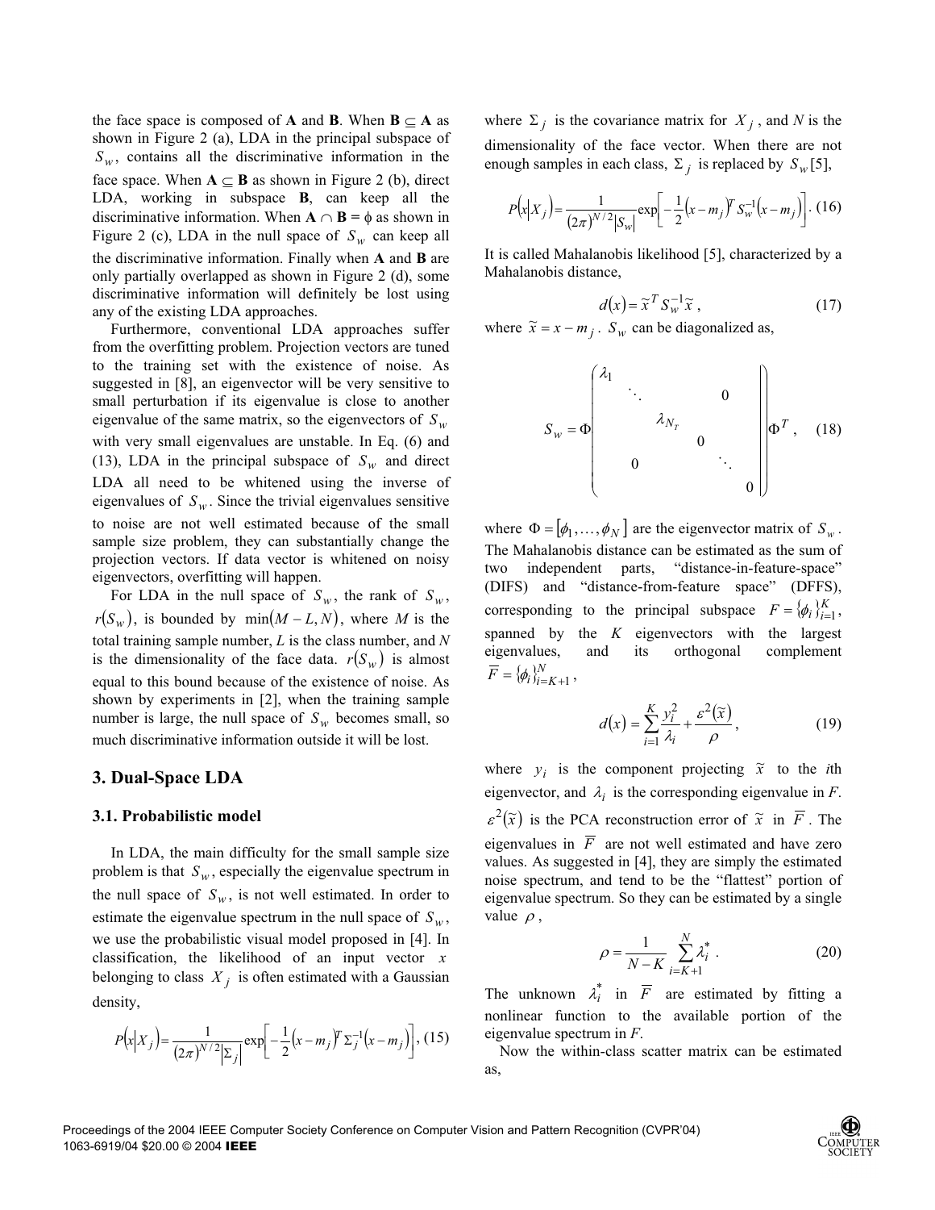the face space is composed of **A** and **B**. When **B** $\subseteq$ **A** as shown in Figure 2 (a), LDA in the principal subspace of $S_w$, contains all the discriminative information in the face space. When **A** $\subseteq$ **B** as shown in Figure 2 (b), direct LDA, working in subspace **B**, can keep all the discriminative information. When **A** $\cap$ **B** = $\phi$ as shown in Figure 2 (c), LDA in the null space of $S_w$ can keep all the discriminative information. Finally when **A** and **B** are only partially overlapped as shown in Figure 2 (d), some discriminative information will definitely be lost using any of the existing LDA approaches.

Furthermore, conventional LDA approaches suffer from the overfitting problem. Projection vectors are tuned to the training set with the existence of noise. As suggested in [8], an eigenvector will be very sensitive to small perturbation if its eigenvalue is close to another eigenvalue of the same matrix, so the eigenvectors of $S_w$ with very small eigenvalues are unstable. In Eq. (6) and (13), LDA in the principal subspace of $S_w$ and direct LDA all need to be whitened using the inverse of eigenvalues of $S_w$. Since the trivial eigenvalues sensitive to noise are not well estimated because of the small sample size problem, they can substantially change the projection vectors. If data vector is whitened on noisy eigenvectors, overfitting will happen.

For LDA in the null space of $S_w$, the rank of $S_w$, $r(S_w)$, is bounded by $\min(M-L, N)$, where $M$ is the total training sample number, $L$ is the class number, and $N$ is the dimensionality of the face data. $r(S_w)$ is almost equal to this bound because of the existence of noise. As shown by experiments in [2], when the training sample number is large, the null space of $S_w$ becomes small, so much discriminative information outside it will be lost.

## 3. Dual-Space LDA

### 3.1. Probabilistic model

In LDA, the main difficulty for the small sample size problem is that $S_w$, especially the eigenvalue spectrum in the null space of $S_w$, is not well estimated. In order to estimate the eigenvalue spectrum in the null space of $S_w$, we use the probabilistic visual model proposed in [4]. In classification, the likelihood of an input vector $x$ belonging to class $X_j$ is often estimated with a Gaussian density,

$$P(x|X_j) = \frac{1}{(2\pi)^{N/2}|\Sigma_j|}\exp\left[-\frac{1}{2}(x-m_j)^T\Sigma_j^{-1}(x-m_j)\right], \quad (15)$$

where $\Sigma_j$ is the covariance matrix for $X_j$, and $N$ is the dimensionality of the face vector. When there are not enough samples in each class, $\Sigma_j$ is replaced by $S_w$ [5],

$$P(x|X_j) = \frac{1}{(2\pi)^{N/2}|S_w|}\exp\left[-\frac{1}{2}(x-m_j)^T S_w^{-1}(x-m_j)\right]. \quad (16)$$

It is called Mahalanobis likelihood [5], characterized by a Mahalanobis distance,

$$d(x) = \tilde{x}^T S_w^{-1}\tilde{x}, \quad (17)$$

where $\tilde{x} = x - m_j$. $S_w$ can be diagonalized as,

$$S_w = \Phi\begin{pmatrix} \lambda_1 & & & & & \\ & \ddots & & & 0 & \\ & & \lambda_{N_T} & & & \\ & & & 0 & & \\ & 0 & & & \ddots & \\ & & & & & 0 \end{pmatrix}\Phi^T, \quad (18)$$

where $\Phi = [\phi_1, \ldots, \phi_N]$ are the eigenvector matrix of $S_w$. The Mahalanobis distance can be estimated as the sum of two independent parts, "distance-in-feature-space" (DIFS) and "distance-from-feature space" (DFFS), corresponding to the principal subspace $F = \{\phi_i\}_{i=1}^K$, spanned by the $K$ eigenvectors with the largest eigenvalues, and its orthogonal complement $\overline{F} = \{\phi_i\}_{i=K+1}^N$,

$$d(x) = \sum_{i=1}^{K}\frac{y_i^2}{\lambda_i} + \frac{\varepsilon^2(\tilde{x})}{\rho}, \quad (19)$$

where $y_i$ is the component projecting $\tilde{x}$ to the $i$th eigenvector, and $\lambda_i$ is the corresponding eigenvalue in $F$. $\varepsilon^2(\tilde{x})$ is the PCA reconstruction error of $\tilde{x}$ in $\overline{F}$. The eigenvalues in $\overline{F}$ are not well estimated and have zero values. As suggested in [4], they are simply the estimated noise spectrum, and tend to be the "flattest" portion of eigenvalue spectrum. So they can be estimated by a single value $\rho$,

$$\rho = \frac{1}{N-K}\sum_{i=K+1}^{N}\lambda_i^*. \quad (20)$$

The unknown $\lambda_i^*$ in $\overline{F}$ are estimated by fitting a nonlinear function to the available portion of the eigenvalue spectrum in $F$.

Now the within-class scatter matrix can be estimated as,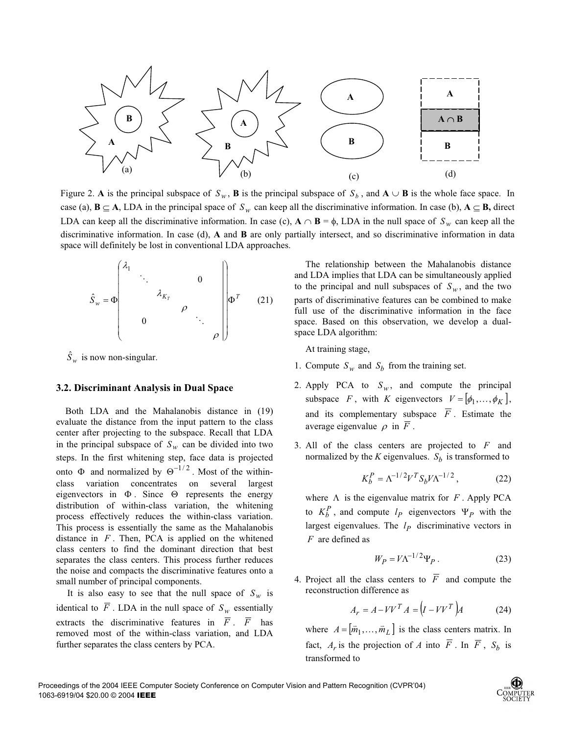Figure 2. **A** is the principal subspace of $S_w$, **B** is the principal subspace of $S_b$, and **A** $\cup$ **B** is the whole face space. In case (a), **B** $\subseteq$ **A**, LDA in the principal space of $S_w$ can keep all the discriminative information. In case (b), **A** $\subseteq$ **B,** direct LDA can keep all the discriminative information. In case (c), **A** $\cap$ **B** = $\phi$, LDA in the null space of $S_w$ can keep all the discriminative information. In case (d), **A** and **B** are only partially intersect, and so discriminative information in data space will definitely be lost in conventional LDA approaches.

$$\hat{S}_w = \Phi \begin{pmatrix} \lambda_1 & & & & & \\ & \ddots & & & 0 & \\ & & \lambda_{K_T} & & & \\ & & & \rho & & \\ & 0 & & & \ddots & \\ & & & & & \rho \end{pmatrix} \Phi^T \quad (21)$$

$\hat{S}_w$ is now non-singular.

### 3.2. Discriminant Analysis in Dual Space

Both LDA and the Mahalanobis distance in (19) evaluate the distance from the input pattern to the class center after projecting to the subspace. Recall that LDA in the principal subspace of $S_w$ can be divided into two steps. In the first whitening step, face data is projected onto $\Phi$ and normalized by $\Theta^{-1/2}$. Most of the within-class variation concentrates on several largest eigenvectors in $\Phi$. Since $\Theta$ represents the energy distribution of within-class variation, the whitening process effectively reduces the within-class variation. This process is essentially the same as the Mahalanobis distance in $F$. Then, PCA is applied on the whitened class centers to find the dominant direction that best separates the class centers. This process further reduces the noise and compacts the discriminative features onto a small number of principal components.

It is also easy to see that the null space of $S_w$ is identical to $\overline{F}$. LDA in the null space of $S_w$ essentially extracts the discriminative features in $\overline{F}$. $\overline{F}$ has removed most of the within-class variation, and LDA further separates the class centers by PCA.

The relationship between the Mahalanobis distance and LDA implies that LDA can be simultaneously applied to the principal and null subspaces of $S_w$, and the two parts of discriminative features can be combined to make full use of the discriminative information in the face space. Based on this observation, we develop a dual-space LDA algorithm:

At training stage,

1. Compute $S_w$ and $S_b$ from the training set.
2. Apply PCA to $S_w$, and compute the principal subspace $F$, with $K$ eigenvectors $V = [\phi_1, \ldots, \phi_K]$, and its complementary subspace $\overline{F}$. Estimate the average eigenvalue $\rho$ in $\overline{F}$.
3. All of the class centers are projected to $F$ and normalized by the $K$ eigenvalues. $S_b$ is transformed to

$$K_b^P = \Lambda^{-1/2} V^T S_b V \Lambda^{-1/2}, \quad (22)$$

where $\Lambda$ is the eigenvalue matrix for $F$. Apply PCA to $K_b^P$, and compute $l_P$ eigenvectors $\Psi_P$ with the largest eigenvalues. The $l_P$ discriminative vectors in $F$ are defined as

$$W_P = V \Lambda^{-1/2} \Psi_P. \quad (23)$$

4. Project all the class centers to $\overline{F}$ and compute the reconstruction difference as

$$A_r = A - VV^T A = \left(I - VV^T\right) A \quad (24)$$

where $A = [\vec{m}_1, \ldots, \vec{m}_L]$ is the class centers matrix. In fact, $A_r$ is the projection of $A$ into $\overline{F}$. In $\overline{F}$, $S_b$ is transformed to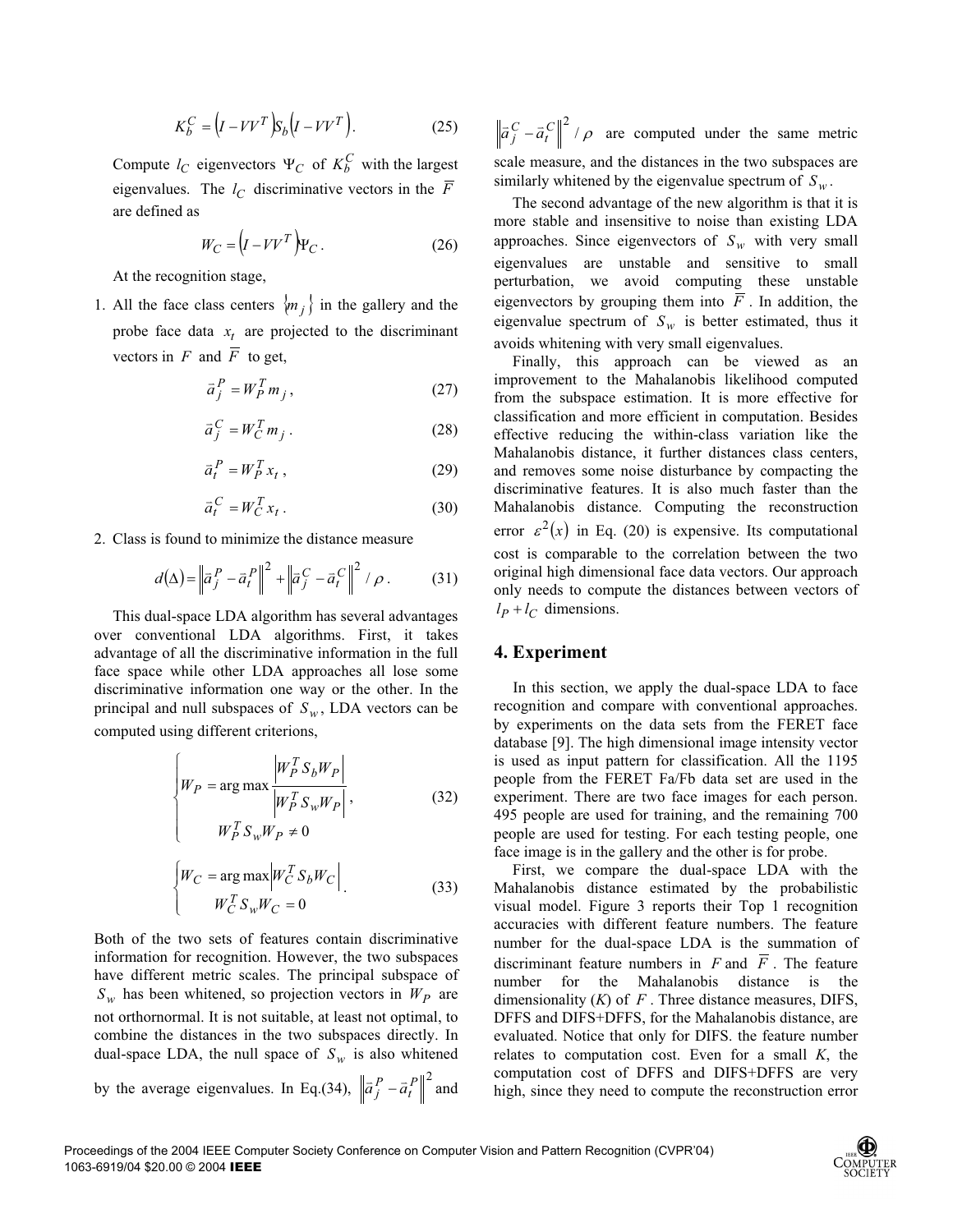$$K_b^C = \left(I - VV^T\right) S_b \left(I - VV^T\right). \tag{25}$$

Compute $l_C$ eigenvectors $\Psi_C$ of $K_b^C$ with the largest eigenvalues. The $l_C$ discriminative vectors in the $\overline{F}$ are defined as

$$W_C = \left(I - VV^T\right) \Psi_C . \tag{26}$$

At the recognition stage,

1. All the face class centers $\{m_j\}$ in the gallery and the probe face data $x_t$ are projected to the discriminant vectors in $F$ and $\overline{F}$ to get,

$$\vec{a}_j^P = W_P^T m_j , \tag{27}$$

$$\vec{a}_j^C = W_C^T m_j . \tag{28}$$

$$\vec{a}_t^P = W_P^T x_t , \tag{29}$$

$$\vec{a}_t^C = W_C^T x_t . \tag{30}$$

2. Class is found to minimize the distance measure

$$d(\Delta) = \left\| \vec{a}_j^P - \vec{a}_t^P \right\|^2 + \left\| \vec{a}_j^C - \vec{a}_t^C \right\|^2 / \rho . \tag{31}$$

This dual-space LDA algorithm has several advantages over conventional LDA algorithms. First, it takes advantage of all the discriminative information in the full face space while other LDA approaches all lose some discriminative information one way or the other. In the principal and null subspaces of $S_w$, LDA vectors can be computed using different criterions,

$$\begin{cases} W_P = \arg\max \dfrac{\left| W_P^T S_b W_P \right|}{\left| W_P^T S_w W_P \right|} , \\ W_P^T S_w W_P \neq 0 \end{cases} \tag{32}$$

$$\begin{cases} W_C = \arg\max \left| W_C^T S_b W_C \right| \\ W_C^T S_w W_C = 0 \end{cases} . \tag{33}$$

Both of the two sets of features contain discriminative information for recognition. However, the two subspaces have different metric scales. The principal subspace of $S_w$ has been whitened, so projection vectors in $W_P$ are not orthornormal. It is not suitable, at least not optimal, to combine the distances in the two subspaces directly. In dual-space LDA, the null space of $S_w$ is also whitened by the average eigenvalues. In Eq.(34), $\left\| \vec{a}_j^P - \vec{a}_t^P \right\|^2$ and $\left\| \vec{a}_j^C - \vec{a}_t^C \right\|^2 / \rho$ are computed under the same metric scale measure, and the distances in the two subspaces are similarly whitened by the eigenvalue spectrum of $S_w$.

The second advantage of the new algorithm is that it is more stable and insensitive to noise than existing LDA approaches. Since eigenvectors of $S_w$ with very small eigenvalues are unstable and sensitive to small perturbation, we avoid computing these unstable eigenvectors by grouping them into $\overline{F}$. In addition, the eigenvalue spectrum of $S_w$ is better estimated, thus it avoids whitening with very small eigenvalues.

Finally, this approach can be viewed as an improvement to the Mahalanobis likelihood computed from the subspace estimation. It is more effective for classification and more efficient in computation. Besides effective reducing the within-class variation like the Mahalanobis distance, it further distances class centers, and removes some noise disturbance by compacting the discriminative features. It is also much faster than the Mahalanobis distance. Computing the reconstruction error $\varepsilon^2(x)$ in Eq. (20) is expensive. Its computational cost is comparable to the correlation between the two original high dimensional face data vectors. Our approach only needs to compute the distances between vectors of $l_P + l_C$ dimensions.

## 4. Experiment

In this section, we apply the dual-space LDA to face recognition and compare with conventional approaches. by experiments on the data sets from the FERET face database [9]. The high dimensional image intensity vector is used as input pattern for classification. All the 1195 people from the FERET Fa/Fb data set are used in the experiment. There are two face images for each person. 495 people are used for training, and the remaining 700 people are used for testing. For each testing people, one face image is in the gallery and the other is for probe.

First, we compare the dual-space LDA with the Mahalanobis distance estimated by the probabilistic visual model. Figure 3 reports their Top 1 recognition accuracies with different feature numbers. The feature number for the dual-space LDA is the summation of discriminant feature numbers in $F$ and $\overline{F}$. The feature number for the Mahalanobis distance is the dimensionality ($K$) of $F$. Three distance measures, DIFS, DFFS and DIFS+DFFS, for the Mahalanobis distance, are evaluated. Notice that only for DIFS. the feature number relates to computation cost. Even for a small $K$, the computation cost of DFFS and DIFS+DFFS are very high, since they need to compute the reconstruction error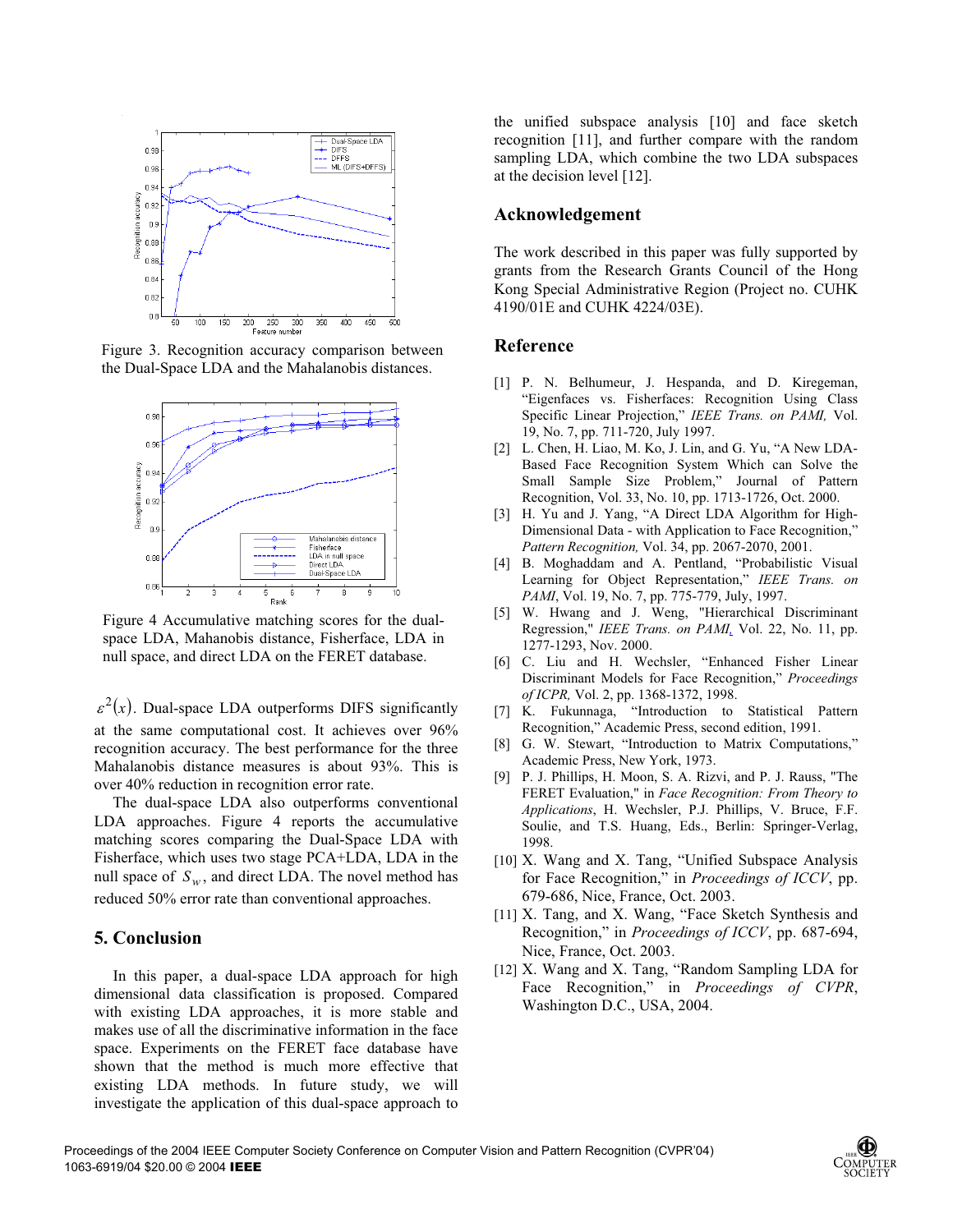1
0.98
0.96
0.94
0.92
0.9
0.88
0.86
0.84
0.82
0.8

Recognition accuracy

50 100 150 200 250 300 350 400 450 500

Feature number

Dual-Space LDA
DIFS
DFFS
ML (DIFS+DFFS)

Figure 3. Recognition accuracy comparison between the Dual-Space LDA and the Mahalanobis distances.

0.98
0.96
0.94
0.92
0.9
0.88
0.86

Recognition accuracy

1 2 3 4 5 6 7 8 9 10

Rank

Mahalanobis distance
Fisherface
LDA in null space
Direct LDA
Dual-Space LDA

Figure 4 Accumulative matching scores for the dual-space LDA, Mahanobis distance, Fisherface, LDA in null space, and direct LDA on the FERET database.

$\varepsilon^2(x)$. Dual-space LDA outperforms DIFS significantly at the same computational cost. It achieves over 96% recognition accuracy. The best performance for the three Mahalanobis distance measures is about 93%. This is over 40% reduction in recognition error rate.

The dual-space LDA also outperforms conventional LDA approaches. Figure 4 reports the accumulative matching scores comparing the Dual-Space LDA with Fisherface, which uses two stage PCA+LDA, LDA in the null space of $S_w$, and direct LDA. The novel method has reduced 50% error rate than conventional approaches.

## 5. Conclusion

In this paper, a dual-space LDA approach for high dimensional data classification is proposed. Compared with existing LDA approaches, it is more stable and makes use of all the discriminative information in the face space. Experiments on the FERET face database have shown that the method is much more effective that existing LDA methods. In future study, we will investigate the application of this dual-space approach to the unified subspace analysis [10] and face sketch recognition [11], and further compare with the random sampling LDA, which combine the two LDA subspaces at the decision level [12].

## Acknowledgement

The work described in this paper was fully supported by grants from the Research Grants Council of the Hong Kong Special Administrative Region (Project no. CUHK 4190/01E and CUHK 4224/03E).

## Reference

[1] P. N. Belhumeur, J. Hespanda, and D. Kiregeman, "Eigenfaces vs. Fisherfaces: Recognition Using Class Specific Linear Projection," *IEEE Trans. on PAMI,* Vol. 19, No. 7, pp. 711-720, July 1997.

[2] L. Chen, H. Liao, M. Ko, J. Lin, and G. Yu, "A New LDA-Based Face Recognition System Which can Solve the Small Sample Size Problem," Journal of Pattern Recognition, Vol. 33, No. 10, pp. 1713-1726, Oct. 2000.

[3] H. Yu and J. Yang, "A Direct LDA Algorithm for High-Dimensional Data - with Application to Face Recognition," *Pattern Recognition,* Vol. 34, pp. 2067-2070, 2001.

[4] B. Moghaddam and A. Pentland, "Probabilistic Visual Learning for Object Representation," *IEEE Trans. on PAMI*, Vol. 19, No. 7, pp. 775-779, July, 1997.

[5] W. Hwang and J. Weng, "Hierarchical Discriminant Regression," *IEEE Trans. on PAMI*, Vol. 22, No. 11, pp. 1277-1293, Nov. 2000.

[6] C. Liu and H. Wechsler, "Enhanced Fisher Linear Discriminant Models for Face Recognition," *Proceedings of ICPR,* Vol. 2, pp. 1368-1372, 1998.

[7] K. Fukunnaga, "Introduction to Statistical Pattern Recognition," Academic Press, second edition, 1991.

[8] G. W. Stewart, "Introduction to Matrix Computations," Academic Press, New York, 1973.

[9] P. J. Phillips, H. Moon, S. A. Rizvi, and P. J. Rauss, "The FERET Evaluation," in *Face Recognition: From Theory to Applications*, H. Wechsler, P.J. Phillips, V. Bruce, F.F. Soulie, and T.S. Huang, Eds., Berlin: Springer-Verlag, 1998.

[10] X. Wang and X. Tang, "Unified Subspace Analysis for Face Recognition," in *Proceedings of ICCV*, pp. 679-686, Nice, France, Oct. 2003.

[11] X. Tang, and X. Wang, "Face Sketch Synthesis and Recognition," in *Proceedings of ICCV*, pp. 687-694, Nice, France, Oct. 2003.

[12] X. Wang and X. Tang, "Random Sampling LDA for Face Recognition," in *Proceedings of CVPR*, Washington D.C., USA, 2004.